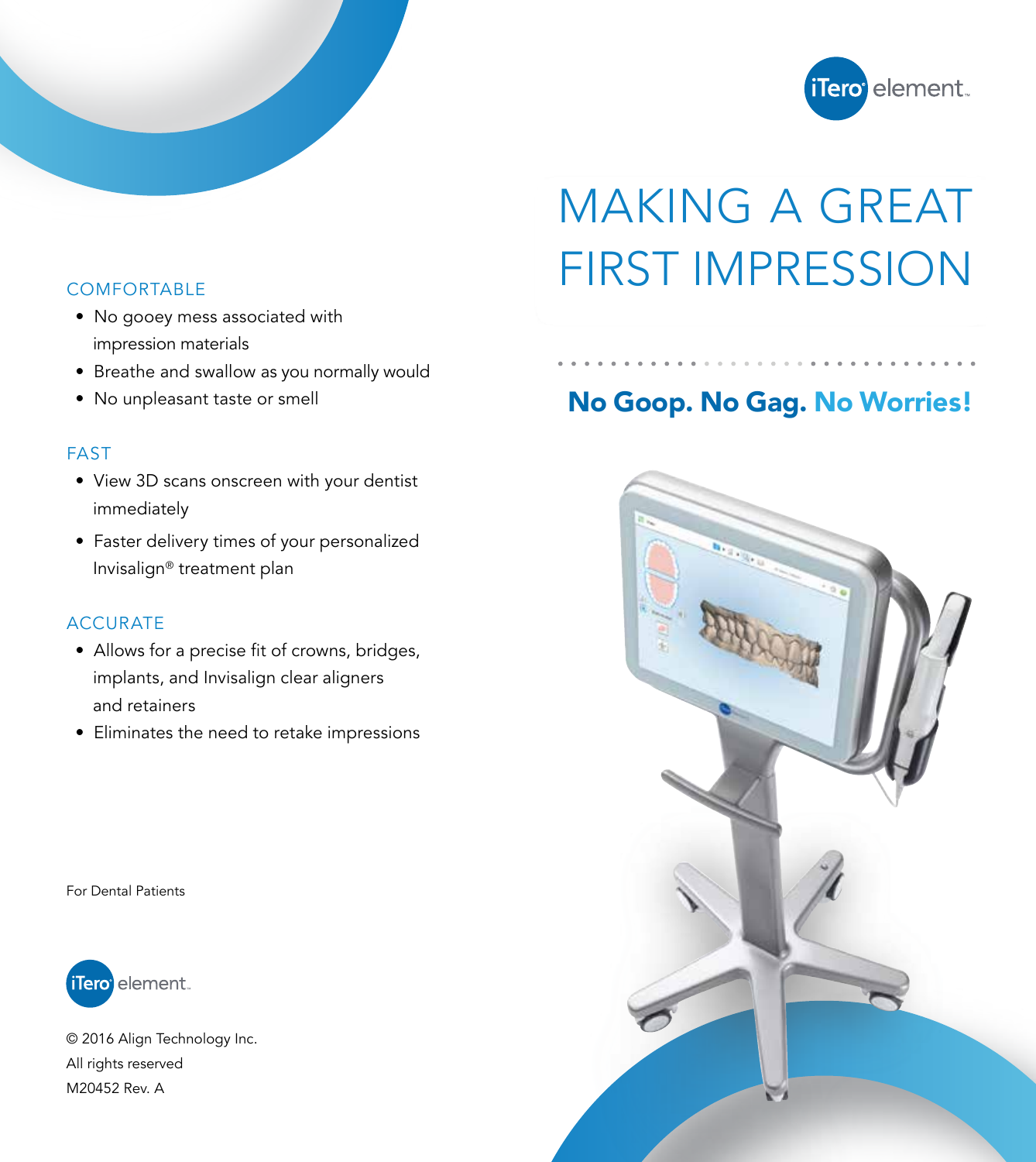iTero element

# MAKING A GREAT FIRST IMPRESSION

**No Goop. No Gag. No Worries!**

## COMFORTABLE

- No gooey mess associated with impression materials
- Breathe and swallow as you normally would
- No unpleasant taste or smell

## FAST

- View 3D scans onscreen with your dentist immediately
- Faster delivery times of your personalized Invisalign® treatment plan

## ACCURATE

- Allows for a precise fit of crowns, bridges, implants, and Invisalign clear aligners and retainers
- Eliminates the need to retake impressions

For Dental Patients

iTero element

© 2016 Align Technology Inc.
All rights reserved
M20452 Rev. A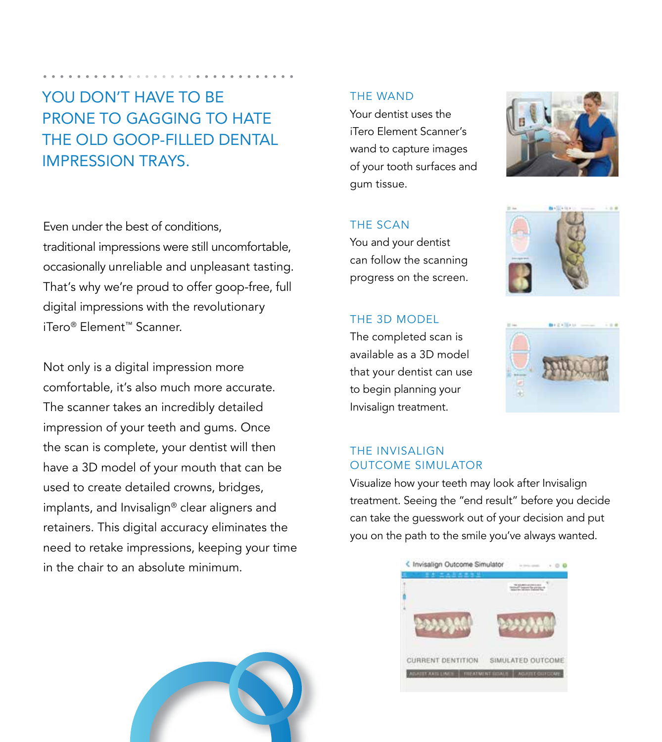## YOU DON'T HAVE TO BE PRONE TO GAGGING TO HATE THE OLD GOOP-FILLED DENTAL IMPRESSION TRAYS.

Even under the best of conditions, traditional impressions were still uncomfortable, occasionally unreliable and unpleasant tasting. That's why we're proud to offer goop-free, full digital impressions with the revolutionary iTero® Element™ Scanner.

Not only is a digital impression more comfortable, it's also much more accurate. The scanner takes an incredibly detailed impression of your teeth and gums. Once the scan is complete, your dentist will then have a 3D model of your mouth that can be used to create detailed crowns, bridges, implants, and Invisalign® clear aligners and retainers. This digital accuracy eliminates the need to retake impressions, keeping your time in the chair to an absolute minimum.

### THE WAND

Your dentist uses the iTero Element Scanner's wand to capture images of your tooth surfaces and gum tissue.

### THE SCAN

You and your dentist can follow the scanning progress on the screen.

### THE 3D MODEL

The completed scan is available as a 3D model that your dentist can use to begin planning your Invisalign treatment.

### THE INVISALIGN OUTCOME SIMULATOR

Visualize how your teeth may look after Invisalign treatment. Seeing the "end result" before you decide can take the guesswork out of your decision and put you on the path to the smile you've always wanted.